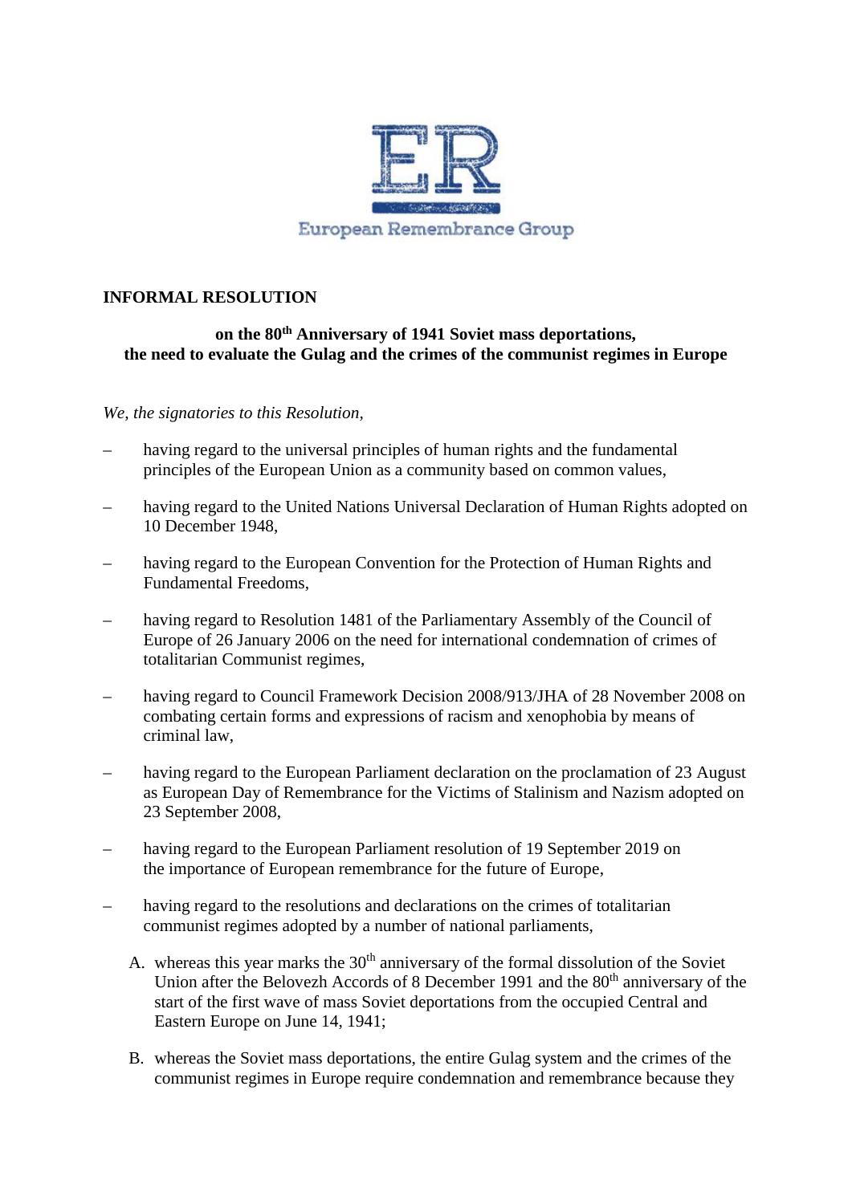European Remembrance Group

**INFORMAL RESOLUTION**

**on the 80th Anniversary of 1941 Soviet mass deportations, the need to evaluate the Gulag and the crimes of the communist regimes in Europe**

*We, the signatories to this Resolution,*

- having regard to the universal principles of human rights and the fundamental principles of the European Union as a community based on common values,
- having regard to the United Nations Universal Declaration of Human Rights adopted on 10 December 1948,
- having regard to the European Convention for the Protection of Human Rights and Fundamental Freedoms,
- having regard to Resolution 1481 of the Parliamentary Assembly of the Council of Europe of 26 January 2006 on the need for international condemnation of crimes of totalitarian Communist regimes,
- having regard to Council Framework Decision 2008/913/JHA of 28 November 2008 on combating certain forms and expressions of racism and xenophobia by means of criminal law,
- having regard to the European Parliament declaration on the proclamation of 23 August as European Day of Remembrance for the Victims of Stalinism and Nazism adopted on 23 September 2008,
- having regard to the European Parliament resolution of 19 September 2019 on the importance of European remembrance for the future of Europe,
- having regard to the resolutions and declarations on the crimes of totalitarian communist regimes adopted by a number of national parliaments,

A. whereas this year marks the 30th anniversary of the formal dissolution of the Soviet Union after the Belovezh Accords of 8 December 1991 and the 80th anniversary of the start of the first wave of mass Soviet deportations from the occupied Central and Eastern Europe on June 14, 1941;

B. whereas the Soviet mass deportations, the entire Gulag system and the crimes of the communist regimes in Europe require condemnation and remembrance because they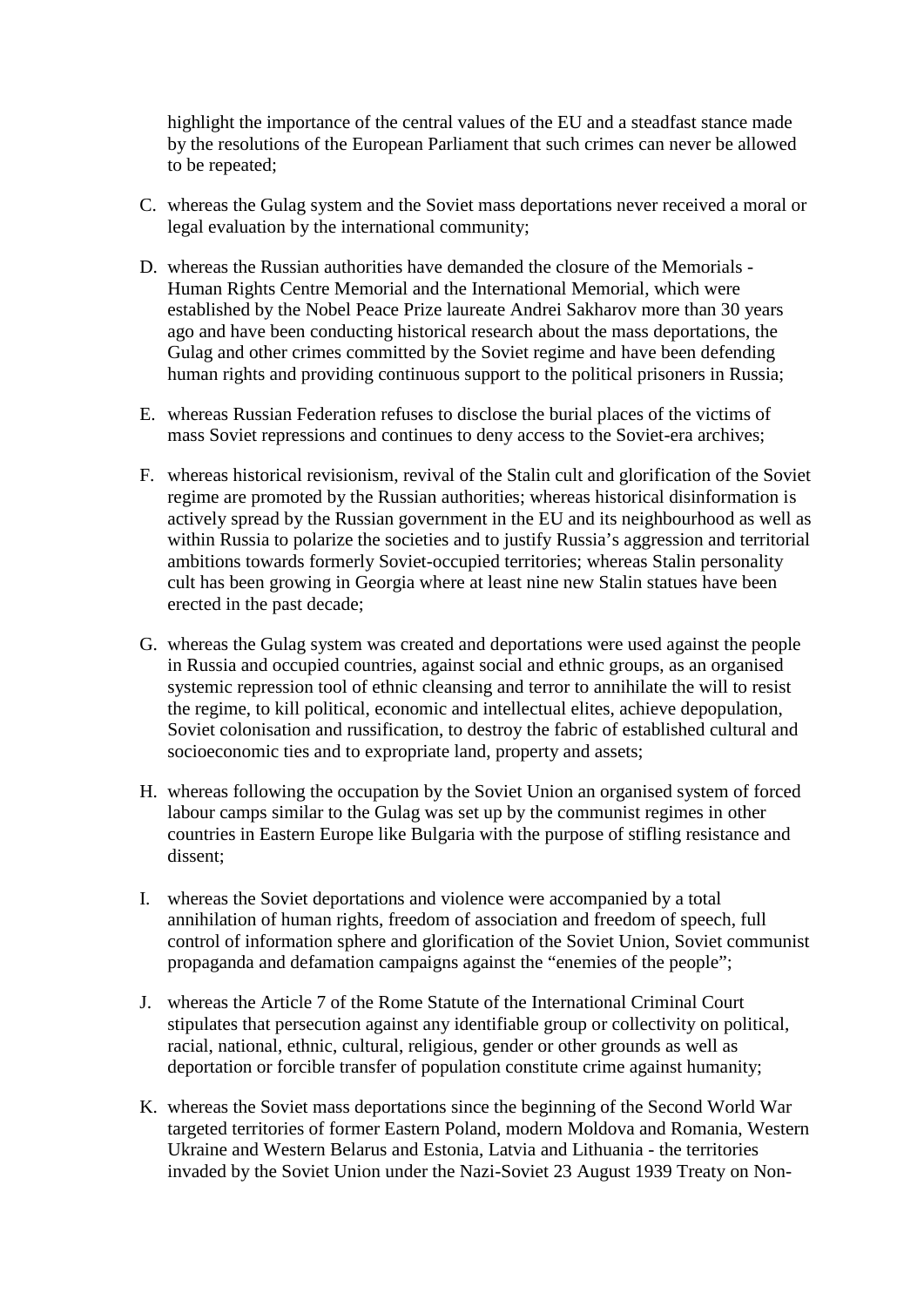highlight the importance of the central values of the EU and a steadfast stance made by the resolutions of the European Parliament that such crimes can never be allowed to be repeated;

C. whereas the Gulag system and the Soviet mass deportations never received a moral or legal evaluation by the international community;

D. whereas the Russian authorities have demanded the closure of the Memorials - Human Rights Centre Memorial and the International Memorial, which were established by the Nobel Peace Prize laureate Andrei Sakharov more than 30 years ago and have been conducting historical research about the mass deportations, the Gulag and other crimes committed by the Soviet regime and have been defending human rights and providing continuous support to the political prisoners in Russia;

E. whereas Russian Federation refuses to disclose the burial places of the victims of mass Soviet repressions and continues to deny access to the Soviet-era archives;

F. whereas historical revisionism, revival of the Stalin cult and glorification of the Soviet regime are promoted by the Russian authorities; whereas historical disinformation is actively spread by the Russian government in the EU and its neighbourhood as well as within Russia to polarize the societies and to justify Russia's aggression and territorial ambitions towards formerly Soviet-occupied territories; whereas Stalin personality cult has been growing in Georgia where at least nine new Stalin statues have been erected in the past decade;

G. whereas the Gulag system was created and deportations were used against the people in Russia and occupied countries, against social and ethnic groups, as an organised systemic repression tool of ethnic cleansing and terror to annihilate the will to resist the regime, to kill political, economic and intellectual elites, achieve depopulation, Soviet colonisation and russification, to destroy the fabric of established cultural and socioeconomic ties and to expropriate land, property and assets;

H. whereas following the occupation by the Soviet Union an organised system of forced labour camps similar to the Gulag was set up by the communist regimes in other countries in Eastern Europe like Bulgaria with the purpose of stifling resistance and dissent;

I. whereas the Soviet deportations and violence were accompanied by a total annihilation of human rights, freedom of association and freedom of speech, full control of information sphere and glorification of the Soviet Union, Soviet communist propaganda and defamation campaigns against the "enemies of the people";

J. whereas the Article 7 of the Rome Statute of the International Criminal Court stipulates that persecution against any identifiable group or collectivity on political, racial, national, ethnic, cultural, religious, gender or other grounds as well as deportation or forcible transfer of population constitute crime against humanity;

K. whereas the Soviet mass deportations since the beginning of the Second World War targeted territories of former Eastern Poland, modern Moldova and Romania, Western Ukraine and Western Belarus and Estonia, Latvia and Lithuania - the territories invaded by the Soviet Union under the Nazi-Soviet 23 August 1939 Treaty on Non-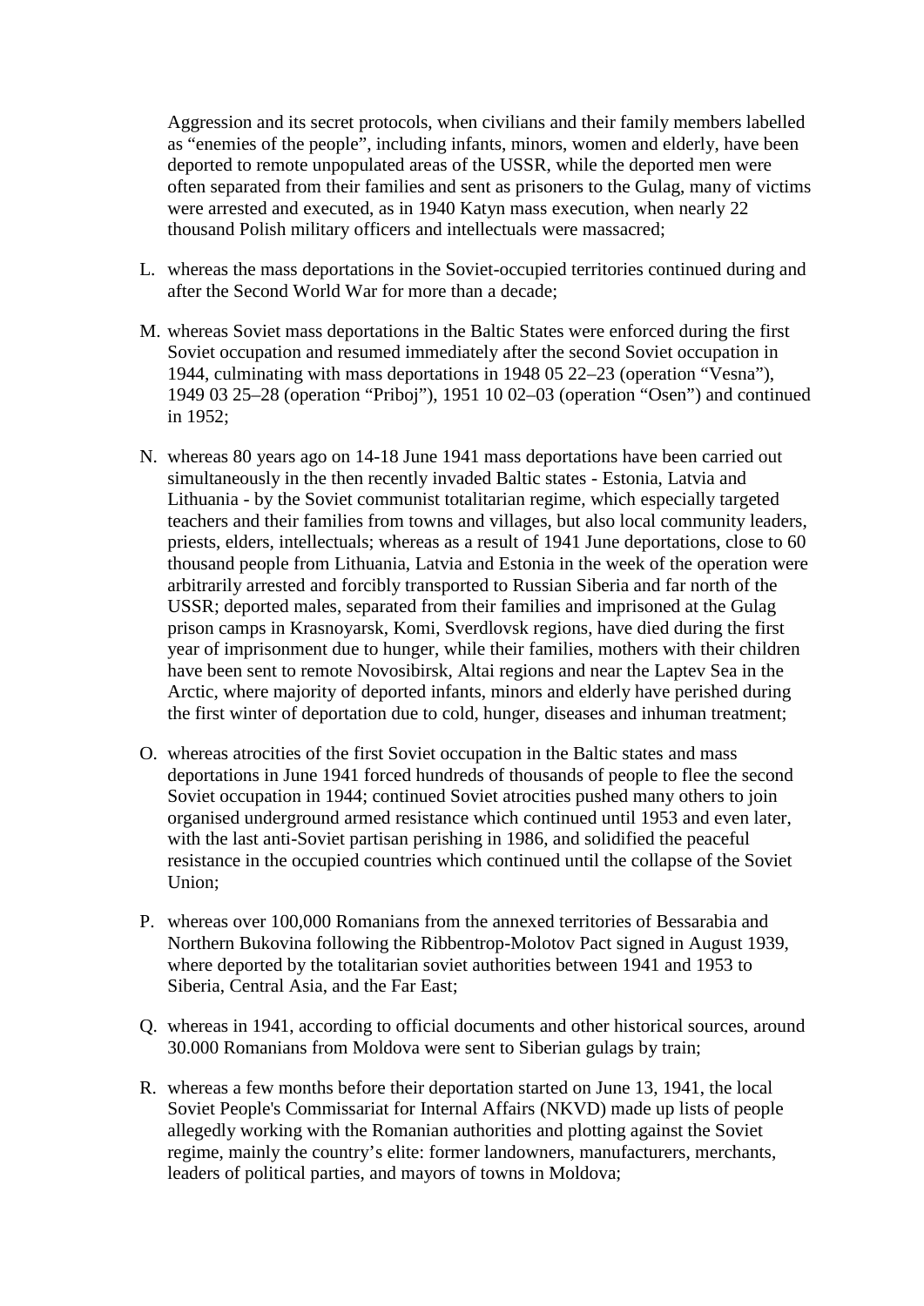Aggression and its secret protocols, when civilians and their family members labelled as "enemies of the people", including infants, minors, women and elderly, have been deported to remote unpopulated areas of the USSR, while the deported men were often separated from their families and sent as prisoners to the Gulag, many of victims were arrested and executed, as in 1940 Katyn mass execution, when nearly 22 thousand Polish military officers and intellectuals were massacred;

L. whereas the mass deportations in the Soviet-occupied territories continued during and after the Second World War for more than a decade;

M. whereas Soviet mass deportations in the Baltic States were enforced during the first Soviet occupation and resumed immediately after the second Soviet occupation in 1944, culminating with mass deportations in 1948 05 22–23 (operation "Vesna"), 1949 03 25–28 (operation "Priboj"), 1951 10 02–03 (operation "Osen") and continued in 1952;

N. whereas 80 years ago on 14-18 June 1941 mass deportations have been carried out simultaneously in the then recently invaded Baltic states - Estonia, Latvia and Lithuania - by the Soviet communist totalitarian regime, which especially targeted teachers and their families from towns and villages, but also local community leaders, priests, elders, intellectuals; whereas as a result of 1941 June deportations, close to 60 thousand people from Lithuania, Latvia and Estonia in the week of the operation were arbitrarily arrested and forcibly transported to Russian Siberia and far north of the USSR; deported males, separated from their families and imprisoned at the Gulag prison camps in Krasnoyarsk, Komi, Sverdlovsk regions, have died during the first year of imprisonment due to hunger, while their families, mothers with their children have been sent to remote Novosibirsk, Altai regions and near the Laptev Sea in the Arctic, where majority of deported infants, minors and elderly have perished during the first winter of deportation due to cold, hunger, diseases and inhuman treatment;

O. whereas atrocities of the first Soviet occupation in the Baltic states and mass deportations in June 1941 forced hundreds of thousands of people to flee the second Soviet occupation in 1944; continued Soviet atrocities pushed many others to join organised underground armed resistance which continued until 1953 and even later, with the last anti-Soviet partisan perishing in 1986, and solidified the peaceful resistance in the occupied countries which continued until the collapse of the Soviet Union;

P. whereas over 100,000 Romanians from the annexed territories of Bessarabia and Northern Bukovina following the Ribbentrop-Molotov Pact signed in August 1939, where deported by the totalitarian soviet authorities between 1941 and 1953 to Siberia, Central Asia, and the Far East;

Q. whereas in 1941, according to official documents and other historical sources, around 30.000 Romanians from Moldova were sent to Siberian gulags by train;

R. whereas a few months before their deportation started on June 13, 1941, the local Soviet People's Commissariat for Internal Affairs (NKVD) made up lists of people allegedly working with the Romanian authorities and plotting against the Soviet regime, mainly the country's elite: former landowners, manufacturers, merchants, leaders of political parties, and mayors of towns in Moldova;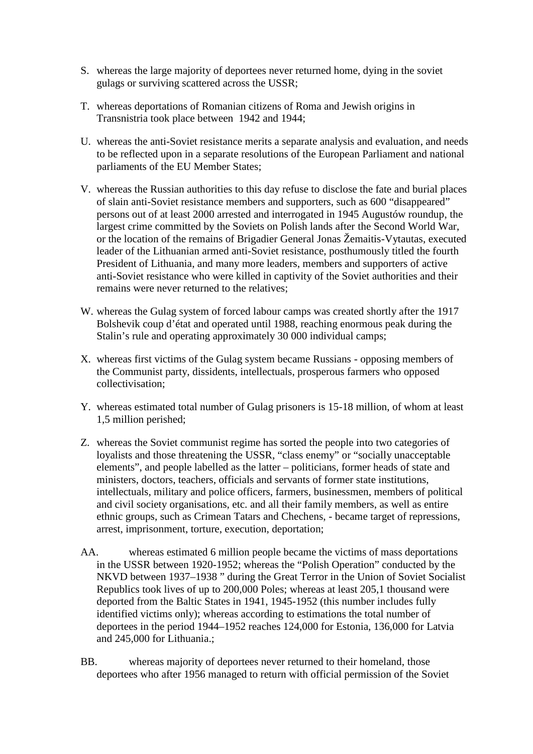S. whereas the large majority of deportees never returned home, dying in the soviet gulags or surviving scattered across the USSR;

T. whereas deportations of Romanian citizens of Roma and Jewish origins in Transnistria took place between 1942 and 1944;

U. whereas the anti-Soviet resistance merits a separate analysis and evaluation, and needs to be reflected upon in a separate resolutions of the European Parliament and national parliaments of the EU Member States;

V. whereas the Russian authorities to this day refuse to disclose the fate and burial places of slain anti-Soviet resistance members and supporters, such as 600 "disappeared" persons out of at least 2000 arrested and interrogated in 1945 Augustów roundup, the largest crime committed by the Soviets on Polish lands after the Second World War, or the location of the remains of Brigadier General Jonas Žemaitis-Vytautas, executed leader of the Lithuanian armed anti-Soviet resistance, posthumously titled the fourth President of Lithuania, and many more leaders, members and supporters of active anti-Soviet resistance who were killed in captivity of the Soviet authorities and their remains were never returned to the relatives;

W. whereas the Gulag system of forced labour camps was created shortly after the 1917 Bolshevik coup d'état and operated until 1988, reaching enormous peak during the Stalin's rule and operating approximately 30 000 individual camps;

X. whereas first victims of the Gulag system became Russians - opposing members of the Communist party, dissidents, intellectuals, prosperous farmers who opposed collectivisation;

Y. whereas estimated total number of Gulag prisoners is 15-18 million, of whom at least 1,5 million perished;

Z. whereas the Soviet communist regime has sorted the people into two categories of loyalists and those threatening the USSR, "class enemy" or "socially unacceptable elements", and people labelled as the latter – politicians, former heads of state and ministers, doctors, teachers, officials and servants of former state institutions, intellectuals, military and police officers, farmers, businessmen, members of political and civil society organisations, etc. and all their family members, as well as entire ethnic groups, such as Crimean Tatars and Chechens, - became target of repressions, arrest, imprisonment, torture, execution, deportation;

AA. whereas estimated 6 million people became the victims of mass deportations in the USSR between 1920-1952; whereas the "Polish Operation" conducted by the NKVD between 1937–1938 " during the Great Terror in the Union of Soviet Socialist Republics took lives of up to 200,000 Poles; whereas at least 205,1 thousand were deported from the Baltic States in 1941, 1945-1952 (this number includes fully identified victims only); whereas according to estimations the total number of deportees in the period 1944–1952 reaches 124,000 for Estonia, 136,000 for Latvia and 245,000 for Lithuania.;

BB. whereas majority of deportees never returned to their homeland, those deportees who after 1956 managed to return with official permission of the Soviet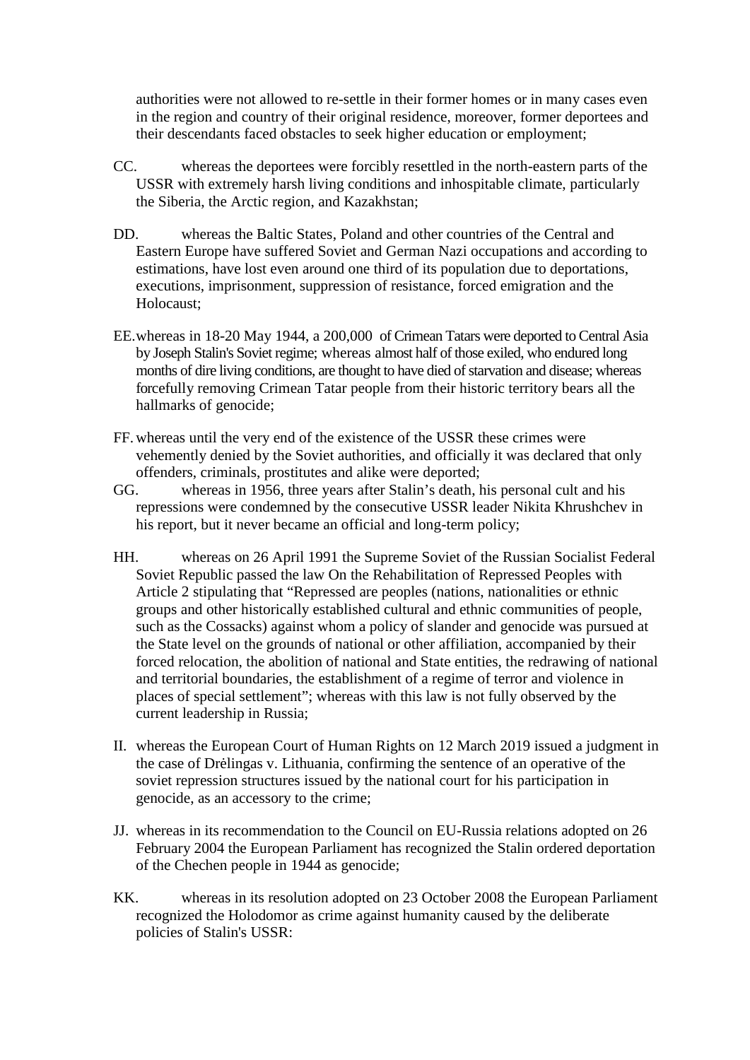authorities were not allowed to re-settle in their former homes or in many cases even in the region and country of their original residence, moreover, former deportees and their descendants faced obstacles to seek higher education or employment;

CC. whereas the deportees were forcibly resettled in the north-eastern parts of the USSR with extremely harsh living conditions and inhospitable climate, particularly the Siberia, the Arctic region, and Kazakhstan;

DD. whereas the Baltic States, Poland and other countries of the Central and Eastern Europe have suffered Soviet and German Nazi occupations and according to estimations, have lost even around one third of its population due to deportations, executions, imprisonment, suppression of resistance, forced emigration and the Holocaust;

EE. whereas in 18-20 May 1944, a 200,000 of Crimean Tatars were deported to Central Asia by Joseph Stalin's Soviet regime; whereas almost half of those exiled, who endured long months of dire living conditions, are thought to have died of starvation and disease; whereas forcefully removing Crimean Tatar people from their historic territory bears all the hallmarks of genocide;

FF. whereas until the very end of the existence of the USSR these crimes were vehemently denied by the Soviet authorities, and officially it was declared that only offenders, criminals, prostitutes and alike were deported;

GG. whereas in 1956, three years after Stalin's death, his personal cult and his repressions were condemned by the consecutive USSR leader Nikita Khrushchev in his report, but it never became an official and long-term policy;

HH. whereas on 26 April 1991 the Supreme Soviet of the Russian Socialist Federal Soviet Republic passed the law On the Rehabilitation of Repressed Peoples with Article 2 stipulating that "Repressed are peoples (nations, nationalities or ethnic groups and other historically established cultural and ethnic communities of people, such as the Cossacks) against whom a policy of slander and genocide was pursued at the State level on the grounds of national or other affiliation, accompanied by their forced relocation, the abolition of national and State entities, the redrawing of national and territorial boundaries, the establishment of a regime of terror and violence in places of special settlement"; whereas with this law is not fully observed by the current leadership in Russia;

II. whereas the European Court of Human Rights on 12 March 2019 issued a judgment in the case of Drėlingas v. Lithuania, confirming the sentence of an operative of the soviet repression structures issued by the national court for his participation in genocide, as an accessory to the crime;

JJ. whereas in its recommendation to the Council on EU-Russia relations adopted on 26 February 2004 the European Parliament has recognized the Stalin ordered deportation of the Chechen people in 1944 as genocide;

KK. whereas in its resolution adopted on 23 October 2008 the European Parliament recognized the Holodomor as crime against humanity caused by the deliberate policies of Stalin's USSR: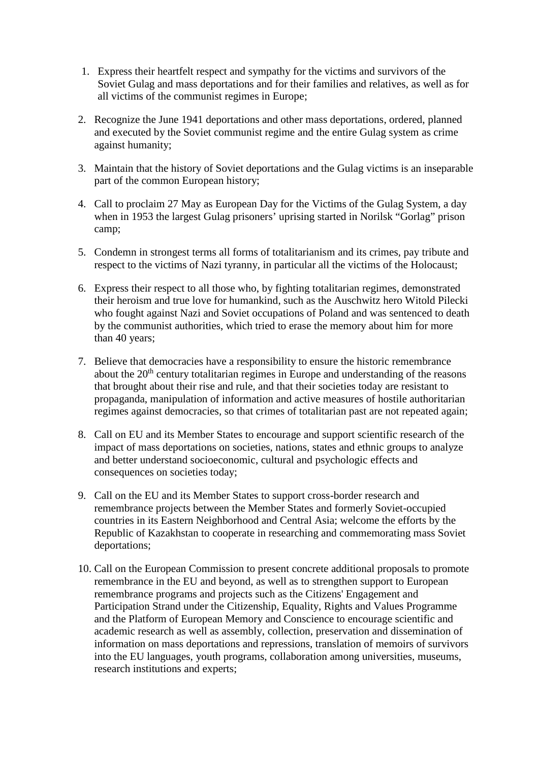1. Express their heartfelt respect and sympathy for the victims and survivors of the Soviet Gulag and mass deportations and for their families and relatives, as well as for all victims of the communist regimes in Europe;

2. Recognize the June 1941 deportations and other mass deportations, ordered, planned and executed by the Soviet communist regime and the entire Gulag system as crime against humanity;

3. Maintain that the history of Soviet deportations and the Gulag victims is an inseparable part of the common European history;

4. Call to proclaim 27 May as European Day for the Victims of the Gulag System, a day when in 1953 the largest Gulag prisoners' uprising started in Norilsk "Gorlag" prison camp;

5. Condemn in strongest terms all forms of totalitarianism and its crimes, pay tribute and respect to the victims of Nazi tyranny, in particular all the victims of the Holocaust;

6. Express their respect to all those who, by fighting totalitarian regimes, demonstrated their heroism and true love for humankind, such as the Auschwitz hero Witold Pilecki who fought against Nazi and Soviet occupations of Poland and was sentenced to death by the communist authorities, which tried to erase the memory about him for more than 40 years;

7. Believe that democracies have a responsibility to ensure the historic remembrance about the 20th century totalitarian regimes in Europe and understanding of the reasons that brought about their rise and rule, and that their societies today are resistant to propaganda, manipulation of information and active measures of hostile authoritarian regimes against democracies, so that crimes of totalitarian past are not repeated again;

8. Call on EU and its Member States to encourage and support scientific research of the impact of mass deportations on societies, nations, states and ethnic groups to analyze and better understand socioeconomic, cultural and psychologic effects and consequences on societies today;

9. Call on the EU and its Member States to support cross-border research and remembrance projects between the Member States and formerly Soviet-occupied countries in its Eastern Neighborhood and Central Asia; welcome the efforts by the Republic of Kazakhstan to cooperate in researching and commemorating mass Soviet deportations;

10. Call on the European Commission to present concrete additional proposals to promote remembrance in the EU and beyond, as well as to strengthen support to European remembrance programs and projects such as the Citizens' Engagement and Participation Strand under the Citizenship, Equality, Rights and Values Programme and the Platform of European Memory and Conscience to encourage scientific and academic research as well as assembly, collection, preservation and dissemination of information on mass deportations and repressions, translation of memoirs of survivors into the EU languages, youth programs, collaboration among universities, museums, research institutions and experts;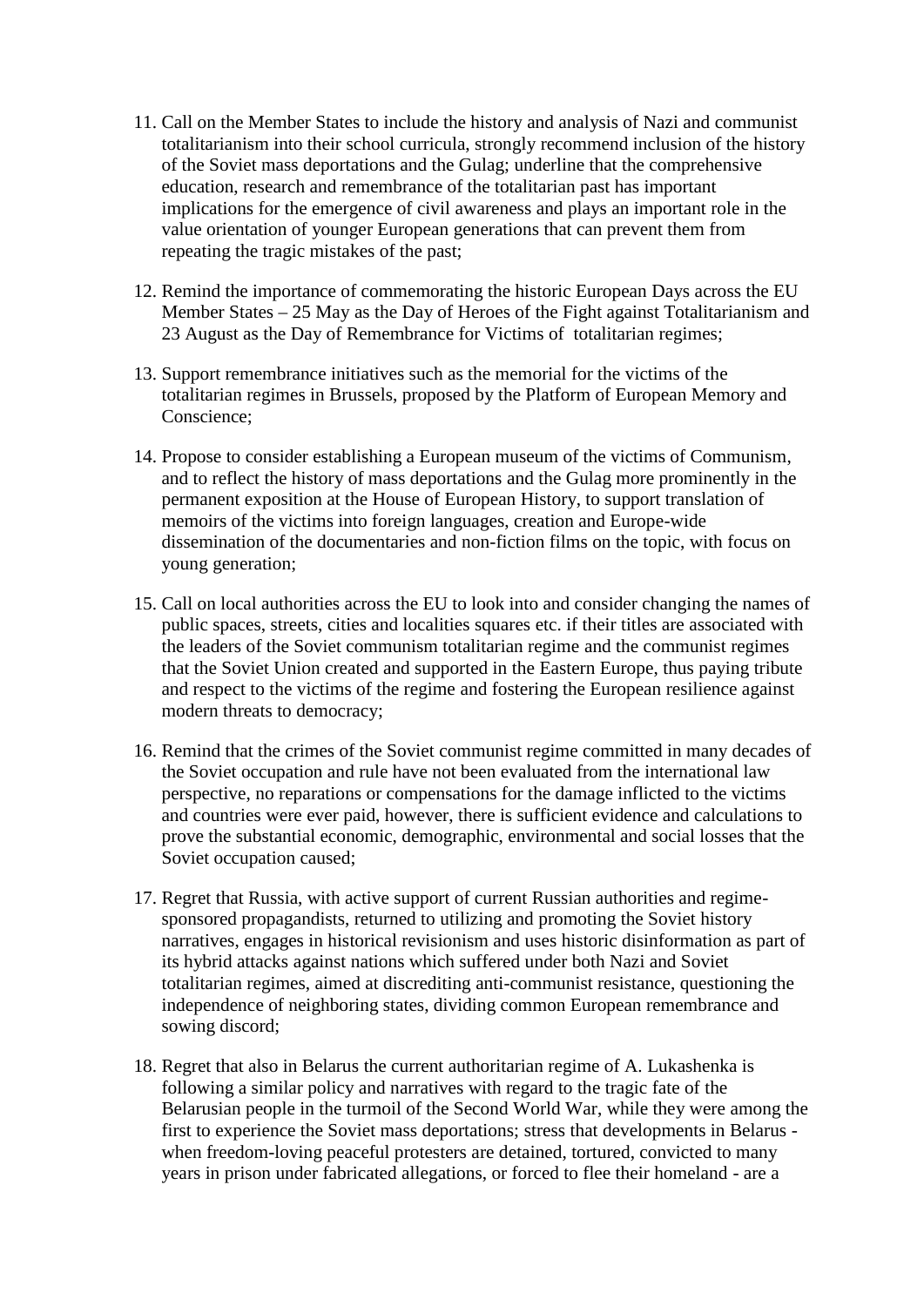11. Call on the Member States to include the history and analysis of Nazi and communist totalitarianism into their school curricula, strongly recommend inclusion of the history of the Soviet mass deportations and the Gulag; underline that the comprehensive education, research and remembrance of the totalitarian past has important implications for the emergence of civil awareness and plays an important role in the value orientation of younger European generations that can prevent them from repeating the tragic mistakes of the past;

12. Remind the importance of commemorating the historic European Days across the EU Member States – 25 May as the Day of Heroes of the Fight against Totalitarianism and 23 August as the Day of Remembrance for Victims of totalitarian regimes;

13. Support remembrance initiatives such as the memorial for the victims of the totalitarian regimes in Brussels, proposed by the Platform of European Memory and Conscience;

14. Propose to consider establishing a European museum of the victims of Communism, and to reflect the history of mass deportations and the Gulag more prominently in the permanent exposition at the House of European History, to support translation of memoirs of the victims into foreign languages, creation and Europe-wide dissemination of the documentaries and non-fiction films on the topic, with focus on young generation;

15. Call on local authorities across the EU to look into and consider changing the names of public spaces, streets, cities and localities squares etc. if their titles are associated with the leaders of the Soviet communism totalitarian regime and the communist regimes that the Soviet Union created and supported in the Eastern Europe, thus paying tribute and respect to the victims of the regime and fostering the European resilience against modern threats to democracy;

16. Remind that the crimes of the Soviet communist regime committed in many decades of the Soviet occupation and rule have not been evaluated from the international law perspective, no reparations or compensations for the damage inflicted to the victims and countries were ever paid, however, there is sufficient evidence and calculations to prove the substantial economic, demographic, environmental and social losses that the Soviet occupation caused;

17. Regret that Russia, with active support of current Russian authorities and regime-sponsored propagandists, returned to utilizing and promoting the Soviet history narratives, engages in historical revisionism and uses historic disinformation as part of its hybrid attacks against nations which suffered under both Nazi and Soviet totalitarian regimes, aimed at discrediting anti-communist resistance, questioning the independence of neighboring states, dividing common European remembrance and sowing discord;

18. Regret that also in Belarus the current authoritarian regime of A. Lukashenka is following a similar policy and narratives with regard to the tragic fate of the Belarusian people in the turmoil of the Second World War, while they were among the first to experience the Soviet mass deportations; stress that developments in Belarus - when freedom-loving peaceful protesters are detained, tortured, convicted to many years in prison under fabricated allegations, or forced to flee their homeland - are a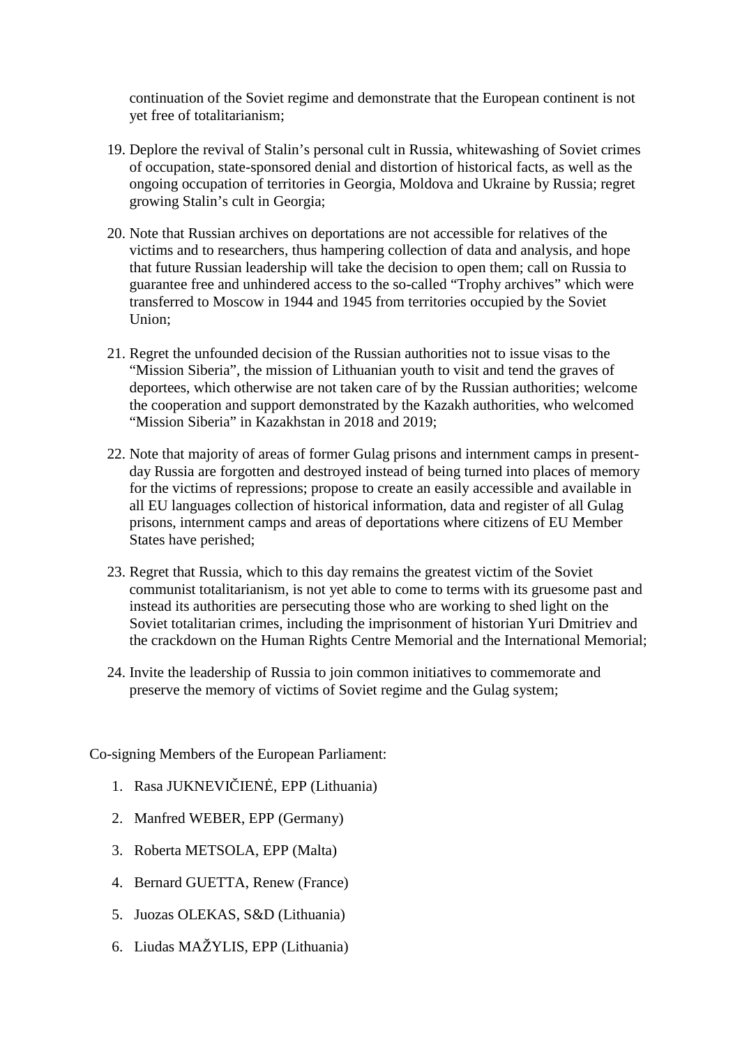continuation of the Soviet regime and demonstrate that the European continent is not yet free of totalitarianism;

19. Deplore the revival of Stalin's personal cult in Russia, whitewashing of Soviet crimes of occupation, state-sponsored denial and distortion of historical facts, as well as the ongoing occupation of territories in Georgia, Moldova and Ukraine by Russia; regret growing Stalin's cult in Georgia;

20. Note that Russian archives on deportations are not accessible for relatives of the victims and to researchers, thus hampering collection of data and analysis, and hope that future Russian leadership will take the decision to open them; call on Russia to guarantee free and unhindered access to the so-called "Trophy archives" which were transferred to Moscow in 1944 and 1945 from territories occupied by the Soviet Union;

21. Regret the unfounded decision of the Russian authorities not to issue visas to the "Mission Siberia", the mission of Lithuanian youth to visit and tend the graves of deportees, which otherwise are not taken care of by the Russian authorities; welcome the cooperation and support demonstrated by the Kazakh authorities, who welcomed "Mission Siberia" in Kazakhstan in 2018 and 2019;

22. Note that majority of areas of former Gulag prisons and internment camps in present-day Russia are forgotten and destroyed instead of being turned into places of memory for the victims of repressions; propose to create an easily accessible and available in all EU languages collection of historical information, data and register of all Gulag prisons, internment camps and areas of deportations where citizens of EU Member States have perished;

23. Regret that Russia, which to this day remains the greatest victim of the Soviet communist totalitarianism, is not yet able to come to terms with its gruesome past and instead its authorities are persecuting those who are working to shed light on the Soviet totalitarian crimes, including the imprisonment of historian Yuri Dmitriev and the crackdown on the Human Rights Centre Memorial and the International Memorial;

24. Invite the leadership of Russia to join common initiatives to commemorate and preserve the memory of victims of Soviet regime and the Gulag system;

Co-signing Members of the European Parliament:

1. Rasa JUKNEVIČIENĖ, EPP (Lithuania)
2. Manfred WEBER, EPP (Germany)
3. Roberta METSOLA, EPP (Malta)
4. Bernard GUETTA, Renew (France)
5. Juozas OLEKAS, S&D (Lithuania)
6. Liudas MAŽYLIS, EPP (Lithuania)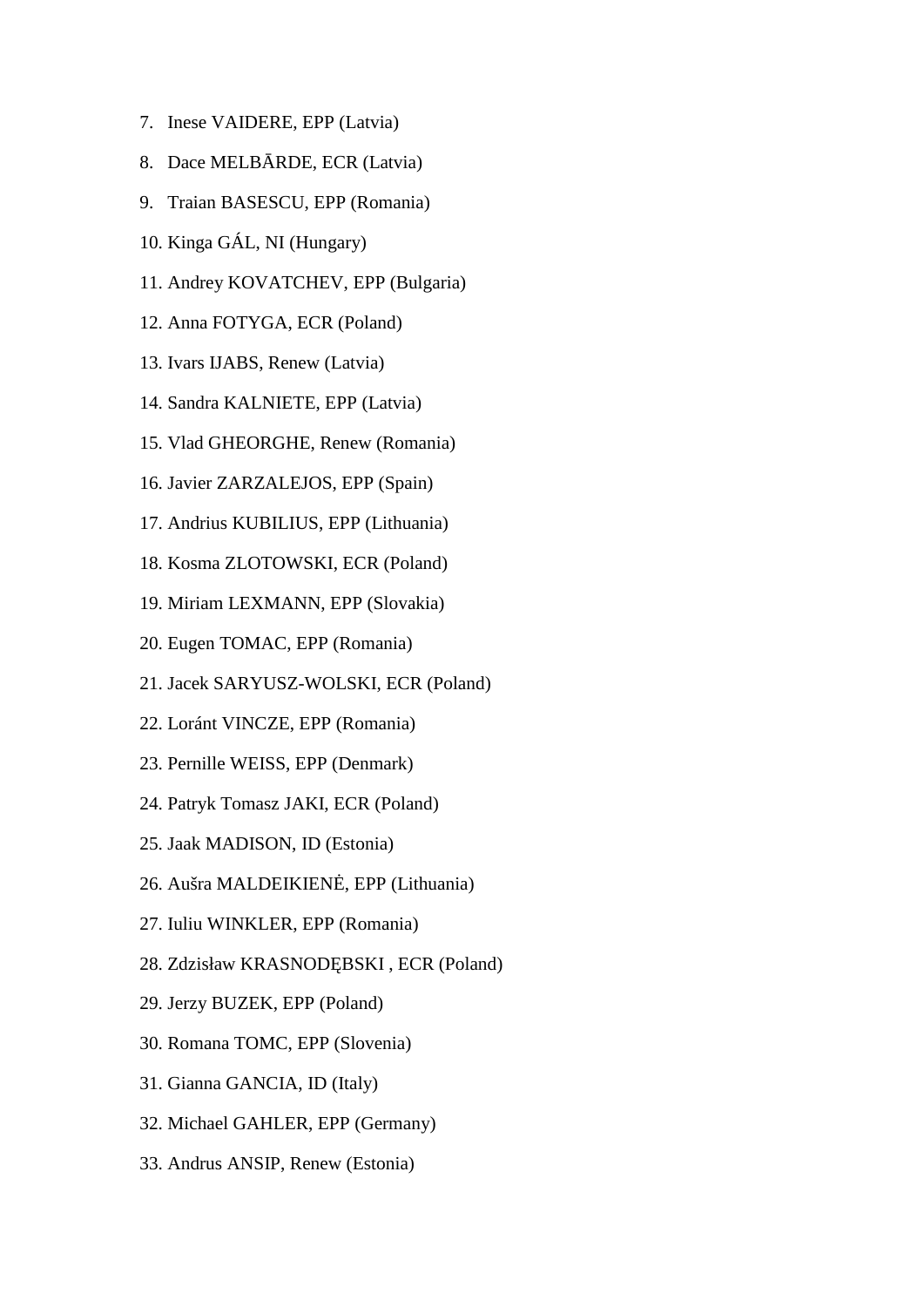7. Inese VAIDERE, EPP (Latvia)
8. Dace MELBĀRDE, ECR (Latvia)
9. Traian BASESCU, EPP (Romania)
10. Kinga GÁL, NI (Hungary)
11. Andrey KOVATCHEV, EPP (Bulgaria)
12. Anna FOTYGA, ECR (Poland)
13. Ivars IJABS, Renew (Latvia)
14. Sandra KALNIETE, EPP (Latvia)
15. Vlad GHEORGHE, Renew (Romania)
16. Javier ZARZALEJOS, EPP (Spain)
17. Andrius KUBILIUS, EPP (Lithuania)
18. Kosma ZLOTOWSKI, ECR (Poland)
19. Miriam LEXMANN, EPP (Slovakia)
20. Eugen TOMAC, EPP (Romania)
21. Jacek SARYUSZ-WOLSKI, ECR (Poland)
22. Loránt VINCZE, EPP (Romania)
23. Pernille WEISS, EPP (Denmark)
24. Patryk Tomasz JAKI, ECR (Poland)
25. Jaak MADISON, ID (Estonia)
26. Aušra MALDEIKIENĖ, EPP (Lithuania)
27. Iuliu WINKLER, EPP (Romania)
28. Zdzisław KRASNODĘBSKI , ECR (Poland)
29. Jerzy BUZEK, EPP (Poland)
30. Romana TOMC, EPP (Slovenia)
31. Gianna GANCIA, ID (Italy)
32. Michael GAHLER, EPP (Germany)
33. Andrus ANSIP, Renew (Estonia)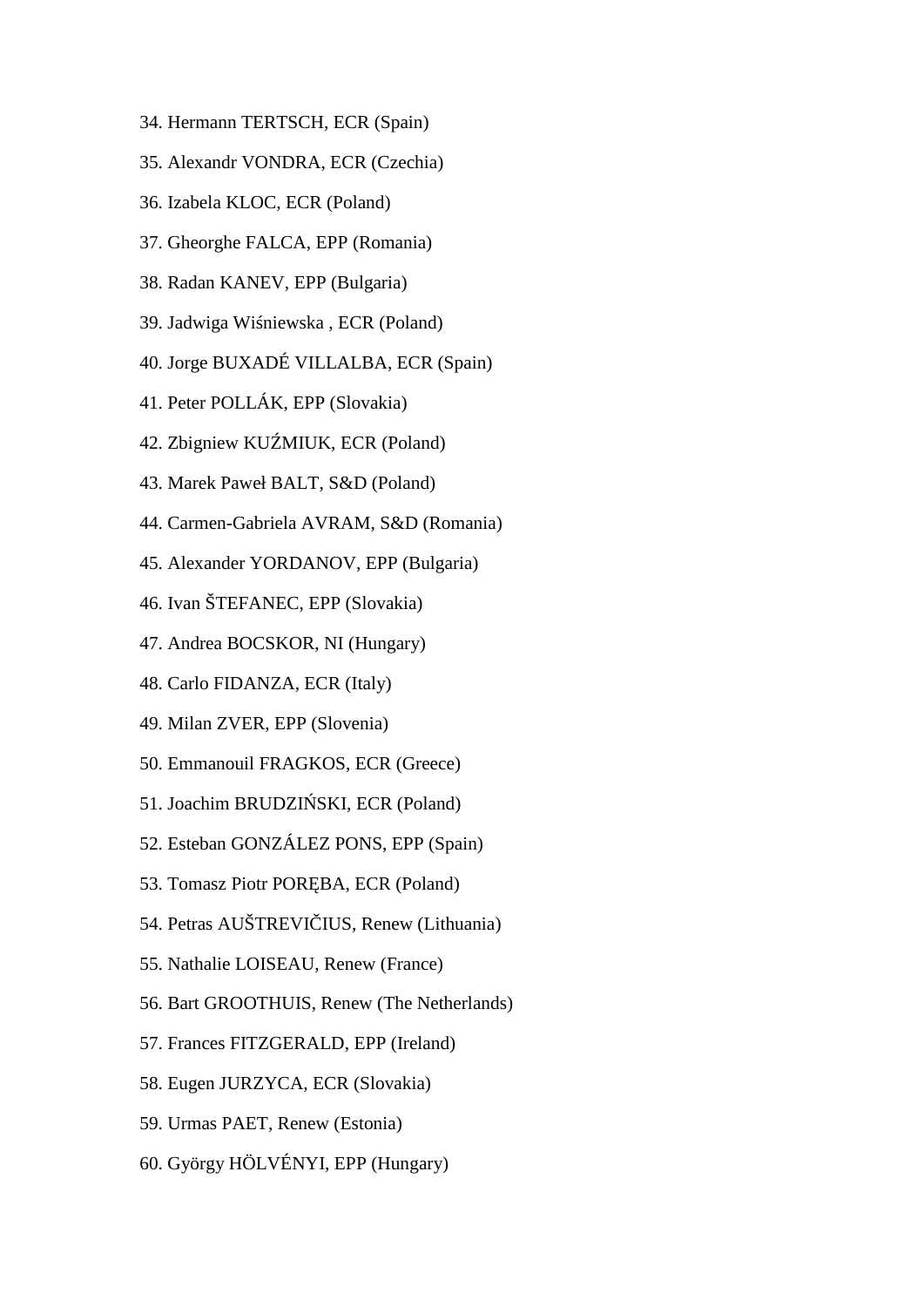34. Hermann TERTSCH, ECR (Spain)
35. Alexandr VONDRA, ECR (Czechia)
36. Izabela KLOC, ECR (Poland)
37. Gheorghe FALCA, EPP (Romania)
38. Radan KANEV, EPP (Bulgaria)
39. Jadwiga Wiśniewska , ECR (Poland)
40. Jorge BUXADÉ VILLALBA, ECR (Spain)
41. Peter POLLÁK, EPP (Slovakia)
42. Zbigniew KUŹMIUK, ECR (Poland)
43. Marek Paweł BALT, S&D (Poland)
44. Carmen-Gabriela AVRAM, S&D (Romania)
45. Alexander YORDANOV, EPP (Bulgaria)
46. Ivan ŠTEFANEC, EPP (Slovakia)
47. Andrea BOCSKOR, NI (Hungary)
48. Carlo FIDANZA, ECR (Italy)
49. Milan ZVER, EPP (Slovenia)
50. Emmanouil FRAGKOS, ECR (Greece)
51. Joachim BRUDZIŃSKI, ECR (Poland)
52. Esteban GONZÁLEZ PONS, EPP (Spain)
53. Tomasz Piotr PORĘBA, ECR (Poland)
54. Petras AUŠTREVIČIUS, Renew (Lithuania)
55. Nathalie LOISEAU, Renew (France)
56. Bart GROOTHUIS, Renew (The Netherlands)
57. Frances FITZGERALD, EPP (Ireland)
58. Eugen JURZYCA, ECR (Slovakia)
59. Urmas PAET, Renew (Estonia)
60. György HÖLVÉNYI, EPP (Hungary)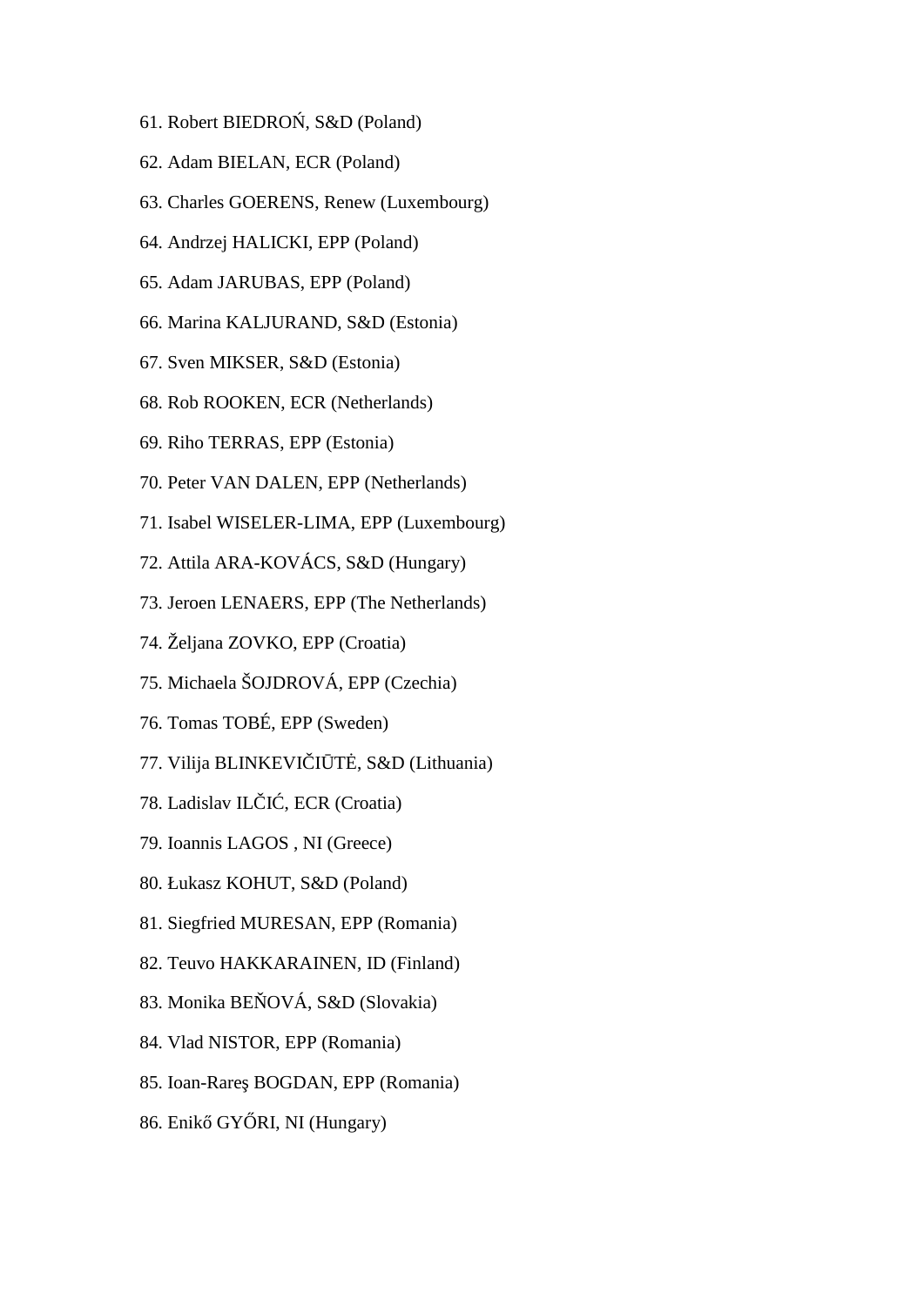61. Robert BIEDROŃ, S&D (Poland)

62. Adam BIELAN, ECR (Poland)

63. Charles GOERENS, Renew (Luxembourg)

64. Andrzej HALICKI, EPP (Poland)

65. Adam JARUBAS, EPP (Poland)

66. Marina KALJURAND, S&D (Estonia)

67. Sven MIKSER, S&D (Estonia)

68. Rob ROOKEN, ECR (Netherlands)

69. Riho TERRAS, EPP (Estonia)

70. Peter VAN DALEN, EPP (Netherlands)

71. Isabel WISELER-LIMA, EPP (Luxembourg)

72. Attila ARA-KOVÁCS, S&D (Hungary)

73. Jeroen LENAERS, EPP (The Netherlands)

74. Željana ZOVKO, EPP (Croatia)

75. Michaela ŠOJDROVÁ, EPP (Czechia)

76. Tomas TOBÉ, EPP (Sweden)

77. Vilija BLINKEVIČIŪTĖ, S&D (Lithuania)

78. Ladislav ILČIĆ, ECR (Croatia)

79. Ioannis LAGOS , NI (Greece)

80. Łukasz KOHUT, S&D (Poland)

81. Siegfried MURESAN, EPP (Romania)

82. Teuvo HAKKARAINEN, ID (Finland)

83. Monika BEŇOVÁ, S&D (Slovakia)

84. Vlad NISTOR, EPP (Romania)

85. Ioan-Rareş BOGDAN, EPP (Romania)

86. Enikő GYŐRI, NI (Hungary)